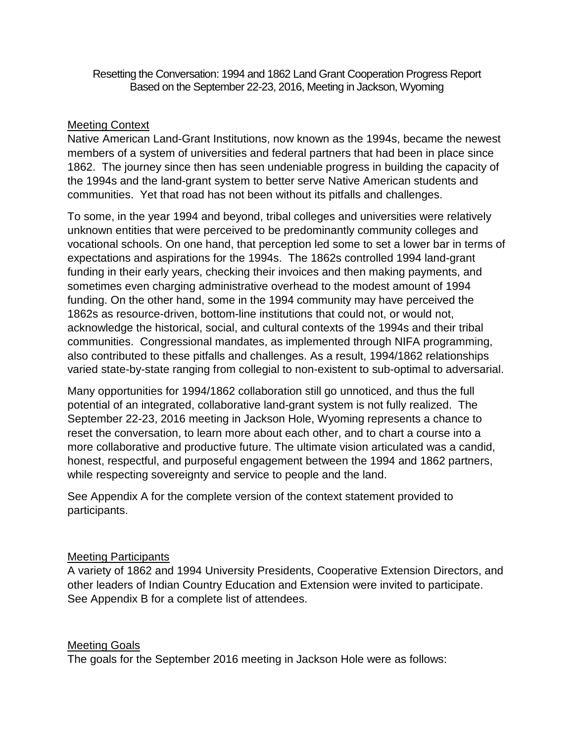# Resetting the Conversation: 1994 and 1862 Land Grant Cooperation Progress Report Based on the September 22-23, 2016, Meeting in Jackson, Wyoming

## Meeting Context

Native American Land-Grant Institutions, now known as the 1994s, became the newest members of a system of universities and federal partners that had been in place since 1862. The journey since then has seen undeniable progress in building the capacity of the 1994s and the land-grant system to better serve Native American students and communities. Yet that road has not been without its pitfalls and challenges.

To some, in the year 1994 and beyond, tribal colleges and universities were relatively unknown entities that were perceived to be predominantly community colleges and vocational schools. On one hand, that perception led some to set a lower bar in terms of expectations and aspirations for the 1994s. The 1862s controlled 1994 land-grant funding in their early years, checking their invoices and then making payments, and sometimes even charging administrative overhead to the modest amount of 1994 funding. On the other hand, some in the 1994 community may have perceived the 1862s as resource-driven, bottom-line institutions that could not, or would not, acknowledge the historical, social, and cultural contexts of the 1994s and their tribal communities. Congressional mandates, as implemented through NIFA programming, also contributed to these pitfalls and challenges. As a result, 1994/1862 relationships varied state-by-state ranging from collegial to non-existent to sub-optimal to adversarial.

Many opportunities for 1994/1862 collaboration still go unnoticed, and thus the full potential of an integrated, collaborative land-grant system is not fully realized. The September 22-23, 2016 meeting in Jackson Hole, Wyoming represents a chance to reset the conversation, to learn more about each other, and to chart a course into a more collaborative and productive future. The ultimate vision articulated was a candid, honest, respectful, and purposeful engagement between the 1994 and 1862 partners, while respecting sovereignty and service to people and the land.

See Appendix A for the complete version of the context statement provided to participants.

## Meeting Participants

A variety of 1862 and 1994 University Presidents, Cooperative Extension Directors, and other leaders of Indian Country Education and Extension were invited to participate. See Appendix B for a complete list of attendees.

## Meeting Goals

The goals for the September 2016 meeting in Jackson Hole were as follows: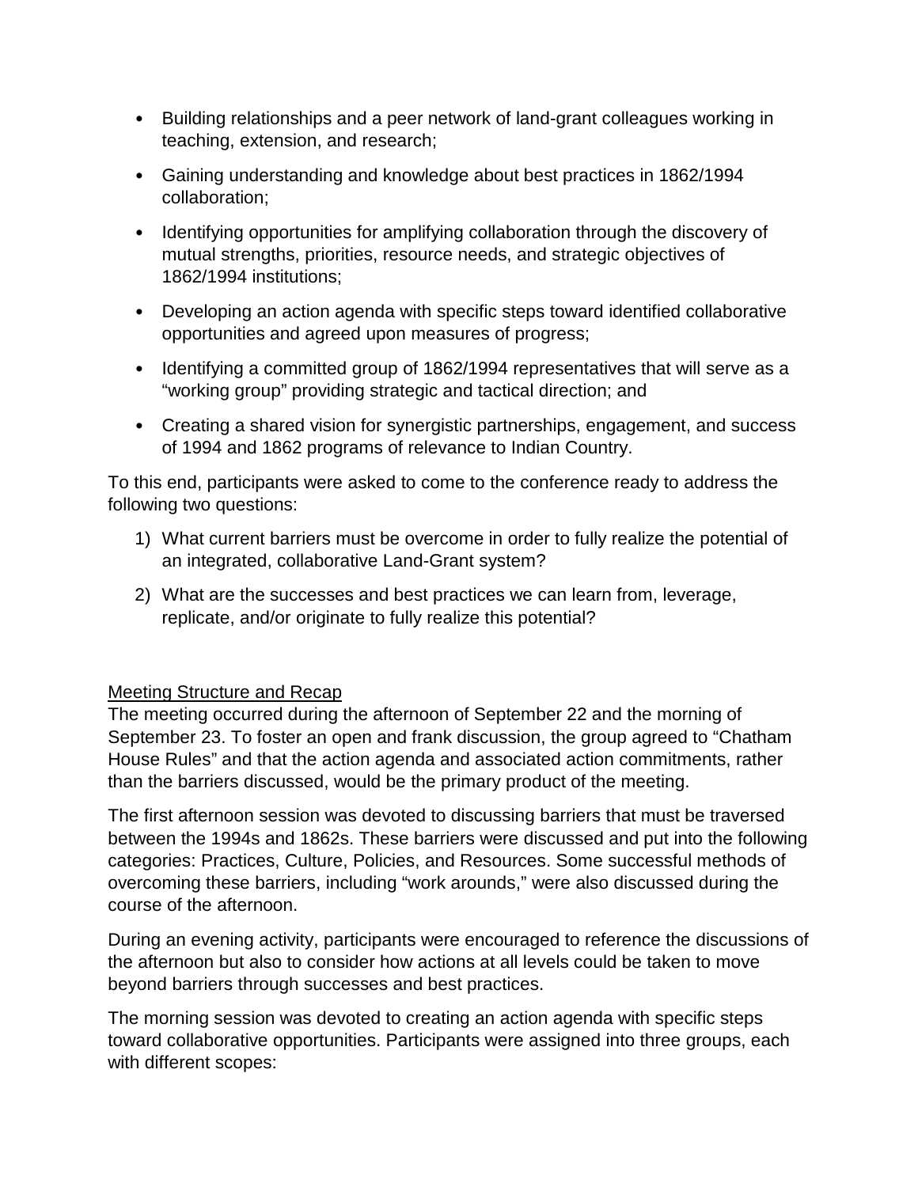- Building relationships and a peer network of land-grant colleagues working in teaching, extension, and research;
- Gaining understanding and knowledge about best practices in 1862/1994 collaboration;
- Identifying opportunities for amplifying collaboration through the discovery of mutual strengths, priorities, resource needs, and strategic objectives of 1862/1994 institutions;
- Developing an action agenda with specific steps toward identified collaborative opportunities and agreed upon measures of progress;
- Identifying a committed group of 1862/1994 representatives that will serve as a "working group" providing strategic and tactical direction; and
- Creating a shared vision for synergistic partnerships, engagement, and success of 1994 and 1862 programs of relevance to Indian Country.

To this end, participants were asked to come to the conference ready to address the following two questions:

1) What current barriers must be overcome in order to fully realize the potential of an integrated, collaborative Land-Grant system?
2) What are the successes and best practices we can learn from, leverage, replicate, and/or originate to fully realize this potential?

<u>Meeting Structure and Recap</u>

The meeting occurred during the afternoon of September 22 and the morning of September 23. To foster an open and frank discussion, the group agreed to "Chatham House Rules" and that the action agenda and associated action commitments, rather than the barriers discussed, would be the primary product of the meeting.

The first afternoon session was devoted to discussing barriers that must be traversed between the 1994s and 1862s. These barriers were discussed and put into the following categories: Practices, Culture, Policies, and Resources. Some successful methods of overcoming these barriers, including "work arounds," were also discussed during the course of the afternoon.

During an evening activity, participants were encouraged to reference the discussions of the afternoon but also to consider how actions at all levels could be taken to move beyond barriers through successes and best practices.

The morning session was devoted to creating an action agenda with specific steps toward collaborative opportunities. Participants were assigned into three groups, each with different scopes: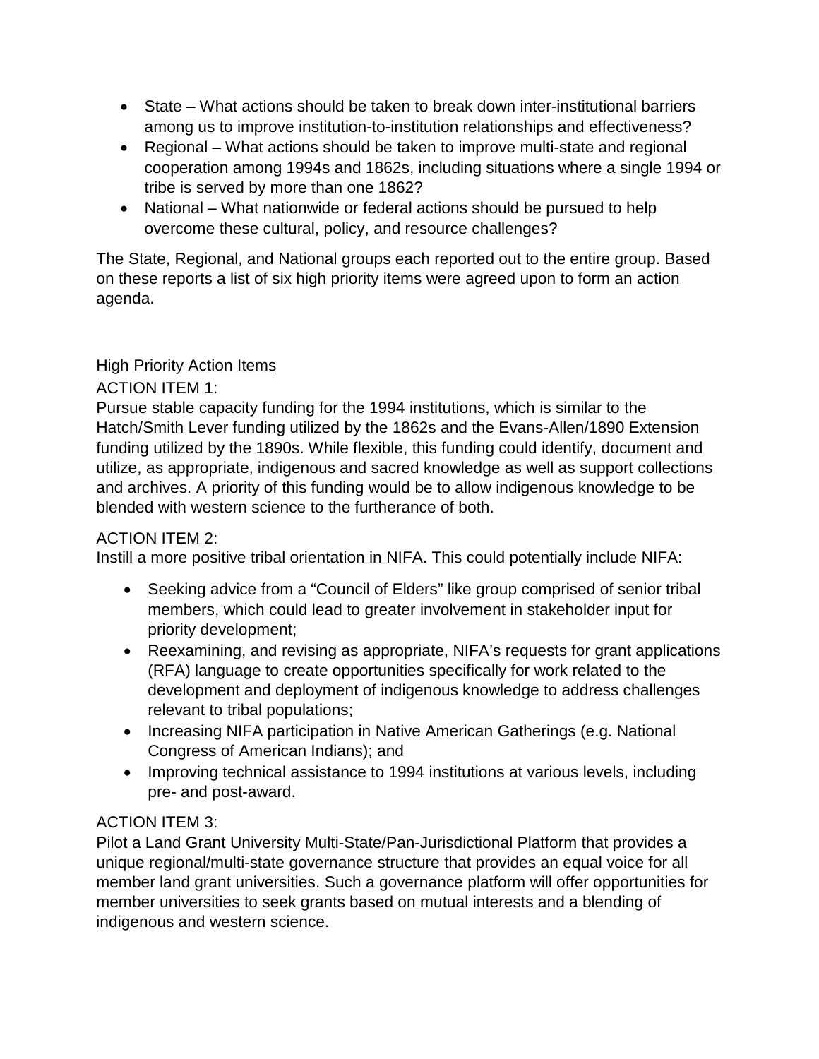- State – What actions should be taken to break down inter-institutional barriers among us to improve institution-to-institution relationships and effectiveness?
- Regional – What actions should be taken to improve multi-state and regional cooperation among 1994s and 1862s, including situations where a single 1994 or tribe is served by more than one 1862?
- National – What nationwide or federal actions should be pursued to help overcome these cultural, policy, and resource challenges?

The State, Regional, and National groups each reported out to the entire group. Based on these reports a list of six high priority items were agreed upon to form an action agenda.

<u>High Priority Action Items</u>

ACTION ITEM 1:

Pursue stable capacity funding for the 1994 institutions, which is similar to the Hatch/Smith Lever funding utilized by the 1862s and the Evans-Allen/1890 Extension funding utilized by the 1890s. While flexible, this funding could identify, document and utilize, as appropriate, indigenous and sacred knowledge as well as support collections and archives. A priority of this funding would be to allow indigenous knowledge to be blended with western science to the furtherance of both.

ACTION ITEM 2:

Instill a more positive tribal orientation in NIFA. This could potentially include NIFA:

- Seeking advice from a "Council of Elders" like group comprised of senior tribal members, which could lead to greater involvement in stakeholder input for priority development;
- Reexamining, and revising as appropriate, NIFA's requests for grant applications (RFA) language to create opportunities specifically for work related to the development and deployment of indigenous knowledge to address challenges relevant to tribal populations;
- Increasing NIFA participation in Native American Gatherings (e.g. National Congress of American Indians); and
- Improving technical assistance to 1994 institutions at various levels, including pre- and post-award.

ACTION ITEM 3:

Pilot a Land Grant University Multi-State/Pan-Jurisdictional Platform that provides a unique regional/multi-state governance structure that provides an equal voice for all member land grant universities. Such a governance platform will offer opportunities for member universities to seek grants based on mutual interests and a blending of indigenous and western science.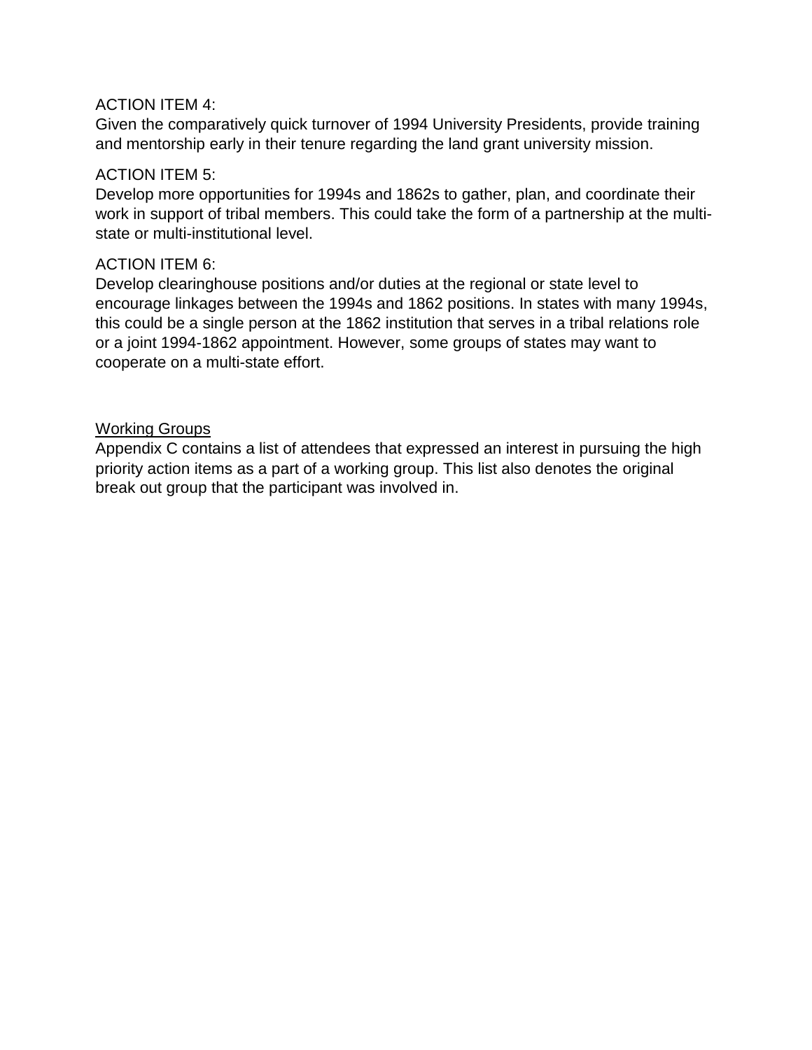ACTION ITEM 4:
Given the comparatively quick turnover of 1994 University Presidents, provide training and mentorship early in their tenure regarding the land grant university mission.

ACTION ITEM 5:
Develop more opportunities for 1994s and 1862s to gather, plan, and coordinate their work in support of tribal members. This could take the form of a partnership at the multi-state or multi-institutional level.

ACTION ITEM 6:
Develop clearinghouse positions and/or duties at the regional or state level to encourage linkages between the 1994s and 1862 positions. In states with many 1994s, this could be a single person at the 1862 institution that serves in a tribal relations role or a joint 1994-1862 appointment. However, some groups of states may want to cooperate on a multi-state effort.

<u>Working Groups</u>

Appendix C contains a list of attendees that expressed an interest in pursuing the high priority action items as a part of a working group. This list also denotes the original break out group that the participant was involved in.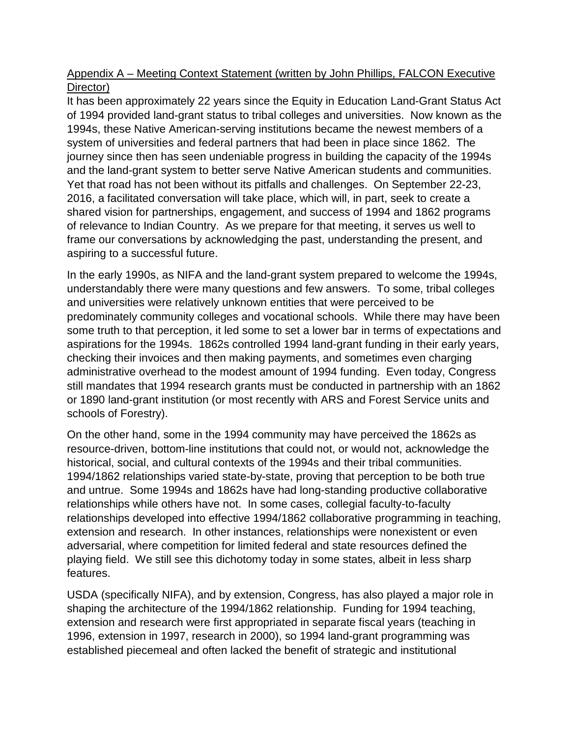<u>Appendix A – Meeting Context Statement (written by John Phillips, FALCON Executive Director)</u>

It has been approximately 22 years since the Equity in Education Land-Grant Status Act of 1994 provided land-grant status to tribal colleges and universities. Now known as the 1994s, these Native American-serving institutions became the newest members of a system of universities and federal partners that had been in place since 1862. The journey since then has seen undeniable progress in building the capacity of the 1994s and the land-grant system to better serve Native American students and communities. Yet that road has not been without its pitfalls and challenges. On September 22-23, 2016, a facilitated conversation will take place, which will, in part, seek to create a shared vision for partnerships, engagement, and success of 1994 and 1862 programs of relevance to Indian Country. As we prepare for that meeting, it serves us well to frame our conversations by acknowledging the past, understanding the present, and aspiring to a successful future.

In the early 1990s, as NIFA and the land-grant system prepared to welcome the 1994s, understandably there were many questions and few answers. To some, tribal colleges and universities were relatively unknown entities that were perceived to be predominately community colleges and vocational schools. While there may have been some truth to that perception, it led some to set a lower bar in terms of expectations and aspirations for the 1994s. 1862s controlled 1994 land-grant funding in their early years, checking their invoices and then making payments, and sometimes even charging administrative overhead to the modest amount of 1994 funding. Even today, Congress still mandates that 1994 research grants must be conducted in partnership with an 1862 or 1890 land-grant institution (or most recently with ARS and Forest Service units and schools of Forestry).

On the other hand, some in the 1994 community may have perceived the 1862s as resource-driven, bottom-line institutions that could not, or would not, acknowledge the historical, social, and cultural contexts of the 1994s and their tribal communities. 1994/1862 relationships varied state-by-state, proving that perception to be both true and untrue. Some 1994s and 1862s have had long-standing productive collaborative relationships while others have not. In some cases, collegial faculty-to-faculty relationships developed into effective 1994/1862 collaborative programming in teaching, extension and research. In other instances, relationships were nonexistent or even adversarial, where competition for limited federal and state resources defined the playing field. We still see this dichotomy today in some states, albeit in less sharp features.

USDA (specifically NIFA), and by extension, Congress, has also played a major role in shaping the architecture of the 1994/1862 relationship. Funding for 1994 teaching, extension and research were first appropriated in separate fiscal years (teaching in 1996, extension in 1997, research in 2000), so 1994 land-grant programming was established piecemeal and often lacked the benefit of strategic and institutional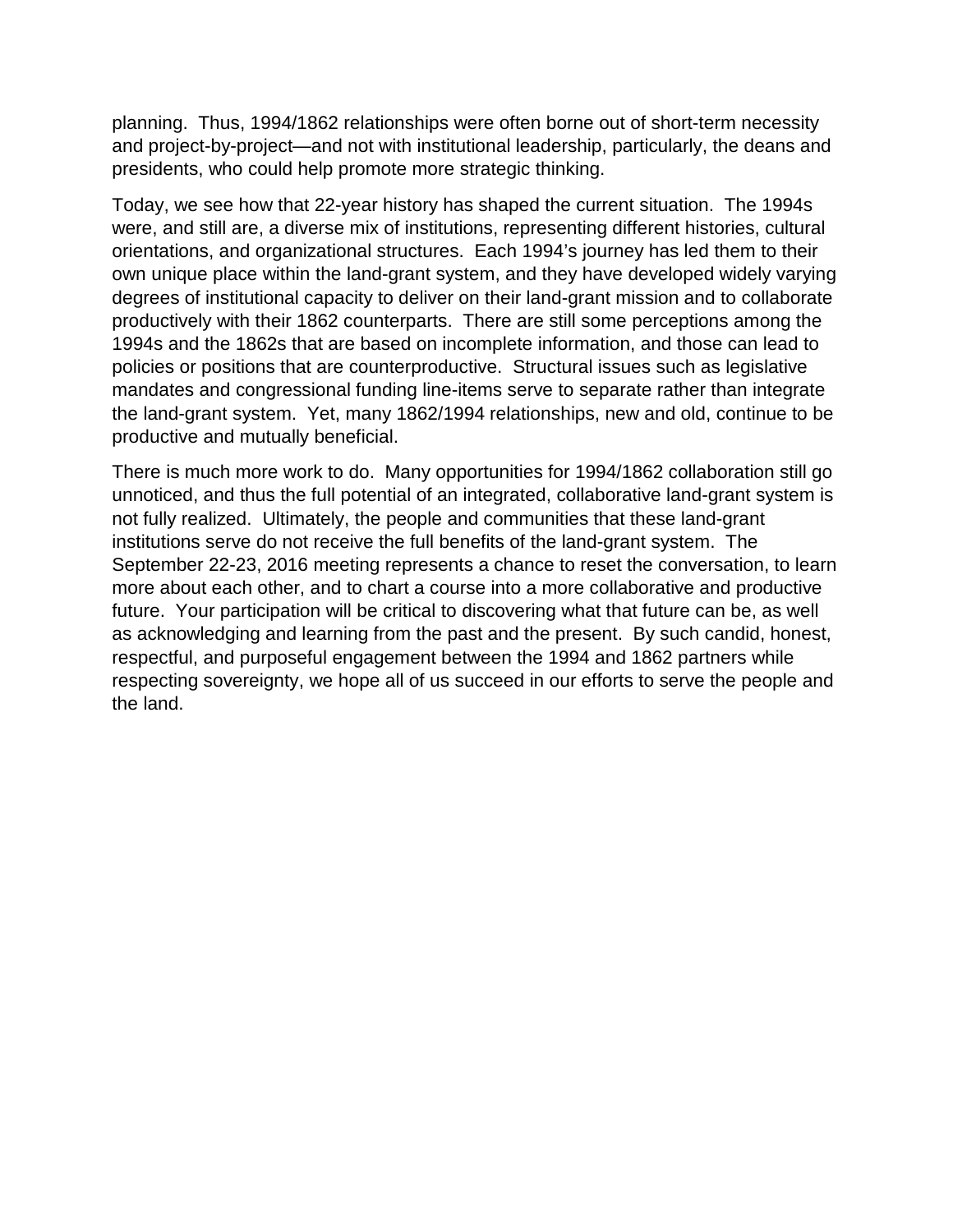planning. Thus, 1994/1862 relationships were often borne out of short-term necessity and project-by-project—and not with institutional leadership, particularly, the deans and presidents, who could help promote more strategic thinking.

Today, we see how that 22-year history has shaped the current situation. The 1994s were, and still are, a diverse mix of institutions, representing different histories, cultural orientations, and organizational structures. Each 1994's journey has led them to their own unique place within the land-grant system, and they have developed widely varying degrees of institutional capacity to deliver on their land-grant mission and to collaborate productively with their 1862 counterparts. There are still some perceptions among the 1994s and the 1862s that are based on incomplete information, and those can lead to policies or positions that are counterproductive. Structural issues such as legislative mandates and congressional funding line-items serve to separate rather than integrate the land-grant system. Yet, many 1862/1994 relationships, new and old, continue to be productive and mutually beneficial.

There is much more work to do. Many opportunities for 1994/1862 collaboration still go unnoticed, and thus the full potential of an integrated, collaborative land-grant system is not fully realized. Ultimately, the people and communities that these land-grant institutions serve do not receive the full benefits of the land-grant system. The September 22-23, 2016 meeting represents a chance to reset the conversation, to learn more about each other, and to chart a course into a more collaborative and productive future. Your participation will be critical to discovering what that future can be, as well as acknowledging and learning from the past and the present. By such candid, honest, respectful, and purposeful engagement between the 1994 and 1862 partners while respecting sovereignty, we hope all of us succeed in our efforts to serve the people and the land.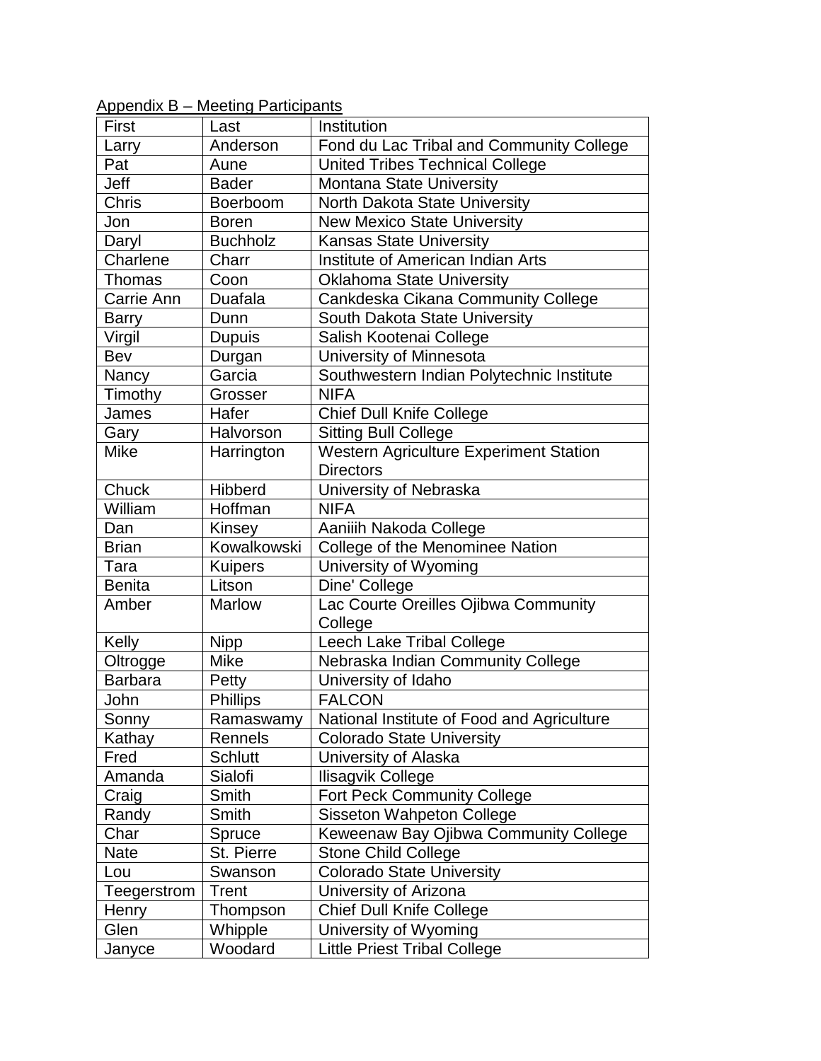Appendix B – Meeting Participants

| First | Last | Institution |
|---|---|---|
| Larry | Anderson | Fond du Lac Tribal and Community College |
| Pat | Aune | United Tribes Technical College |
| Jeff | Bader | Montana State University |
| Chris | Boerboom | North Dakota State University |
| Jon | Boren | New Mexico State University |
| Daryl | Buchholz | Kansas State University |
| Charlene | Charr | Institute of American Indian Arts |
| Thomas | Coon | Oklahoma State University |
| Carrie Ann | Duafala | Cankdeska Cikana Community College |
| Barry | Dunn | South Dakota State University |
| Virgil | Dupuis | Salish Kootenai College |
| Bev | Durgan | University of Minnesota |
| Nancy | Garcia | Southwestern Indian Polytechnic Institute |
| Timothy | Grosser | NIFA |
| James | Hafer | Chief Dull Knife College |
| Gary | Halvorson | Sitting Bull College |
| Mike | Harrington | Western Agriculture Experiment Station Directors |
| Chuck | Hibberd | University of Nebraska |
| William | Hoffman | NIFA |
| Dan | Kinsey | Aaniiih Nakoda College |
| Brian | Kowalkowski | College of the Menominee Nation |
| Tara | Kuipers | University of Wyoming |
| Benita | Litson | Dine' College |
| Amber | Marlow | Lac Courte Oreilles Ojibwa Community College |
| Kelly | Nipp | Leech Lake Tribal College |
| Oltrogge | Mike | Nebraska Indian Community College |
| Barbara | Petty | University of Idaho |
| John | Phillips | FALCON |
| Sonny | Ramaswamy | National Institute of Food and Agriculture |
| Kathay | Rennels | Colorado State University |
| Fred | Schlutt | University of Alaska |
| Amanda | Sialofi | Ilisagvik College |
| Craig | Smith | Fort Peck Community College |
| Randy | Smith | Sisseton Wahpeton College |
| Char | Spruce | Keweenaw Bay Ojibwa Community College |
| Nate | St. Pierre | Stone Child College |
| Lou | Swanson | Colorado State University |
| Teegerstrom | Trent | University of Arizona |
| Henry | Thompson | Chief Dull Knife College |
| Glen | Whipple | University of Wyoming |
| Janyce | Woodard | Little Priest Tribal College |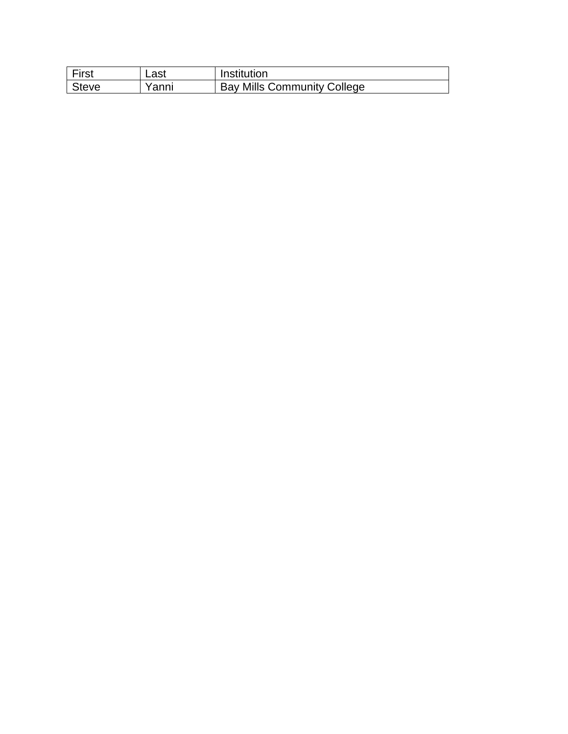| First | Last | Institution |
|---|---|---|
| Steve | Yanni | Bay Mills Community College |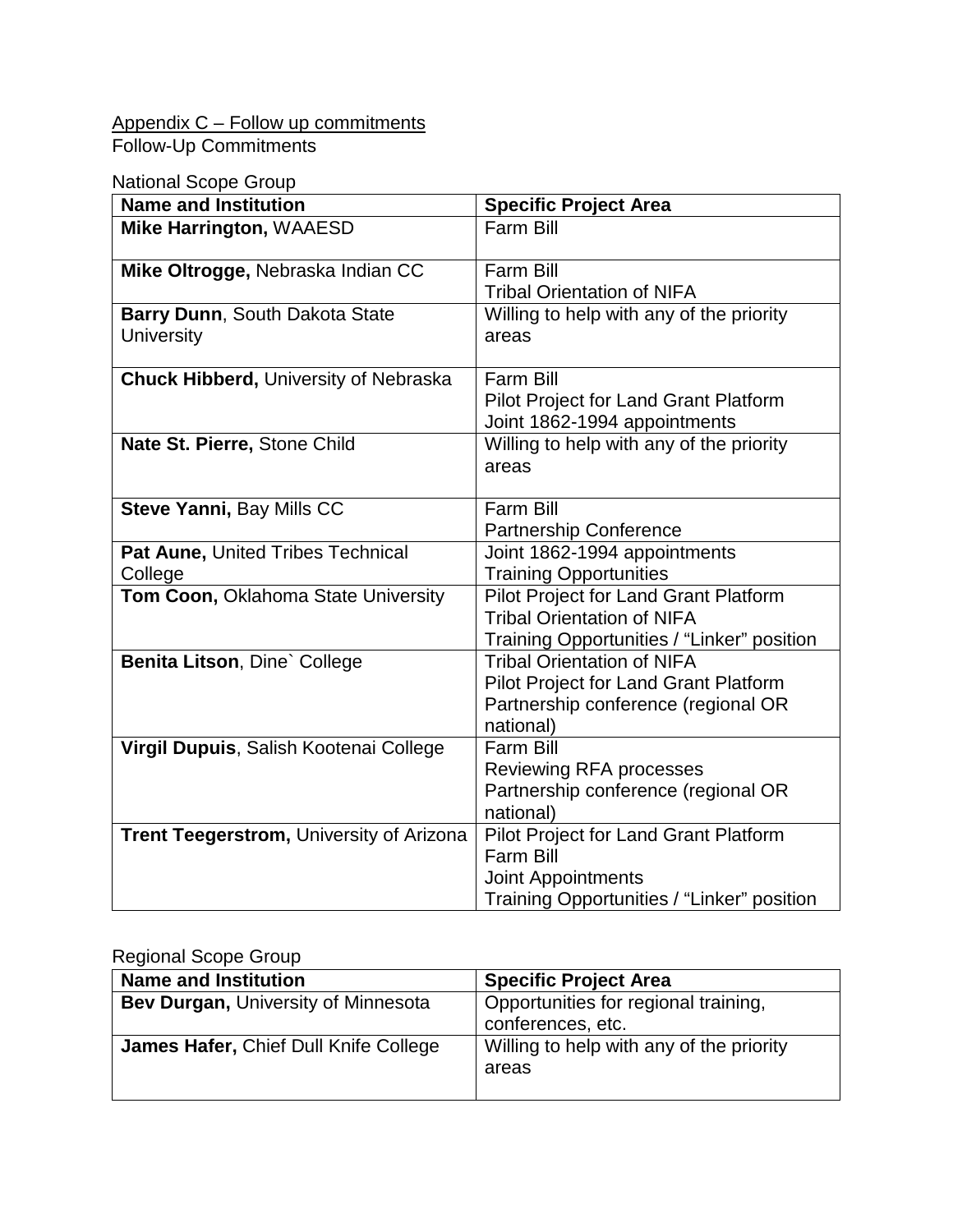Appendix C – Follow up commitments

Follow-Up Commitments

National Scope Group

| Name and Institution | Specific Project Area |
|---|---|
| **Mike Harrington,** WAAESD | Farm Bill |
| **Mike Oltrogge,** Nebraska Indian CC | Farm Bill<br>Tribal Orientation of NIFA |
| **Barry Dunn**, South Dakota State University | Willing to help with any of the priority areas |
| **Chuck Hibberd,** University of Nebraska | Farm Bill<br>Pilot Project for Land Grant Platform<br>Joint 1862-1994 appointments |
| **Nate St. Pierre,** Stone Child | Willing to help with any of the priority areas |
| **Steve Yanni,** Bay Mills CC | Farm Bill<br>Partnership Conference |
| **Pat Aune,** United Tribes Technical College | Joint 1862-1994 appointments<br>Training Opportunities |
| **Tom Coon,** Oklahoma State University | Pilot Project for Land Grant Platform<br>Tribal Orientation of NIFA<br>Training Opportunities / "Linker" position |
| **Benita Litson**, Dine` College | Tribal Orientation of NIFA<br>Pilot Project for Land Grant Platform<br>Partnership conference (regional OR national) |
| **Virgil Dupuis**, Salish Kootenai College | Farm Bill<br>Reviewing RFA processes<br>Partnership conference (regional OR national) |
| **Trent Teegerstrom,** University of Arizona | Pilot Project for Land Grant Platform<br>Farm Bill<br>Joint Appointments<br>Training Opportunities / "Linker" position |

Regional Scope Group

| Name and Institution | Specific Project Area |
|---|---|
| **Bev Durgan,** University of Minnesota | Opportunities for regional training, conferences, etc. |
| **James Hafer,** Chief Dull Knife College | Willing to help with any of the priority areas |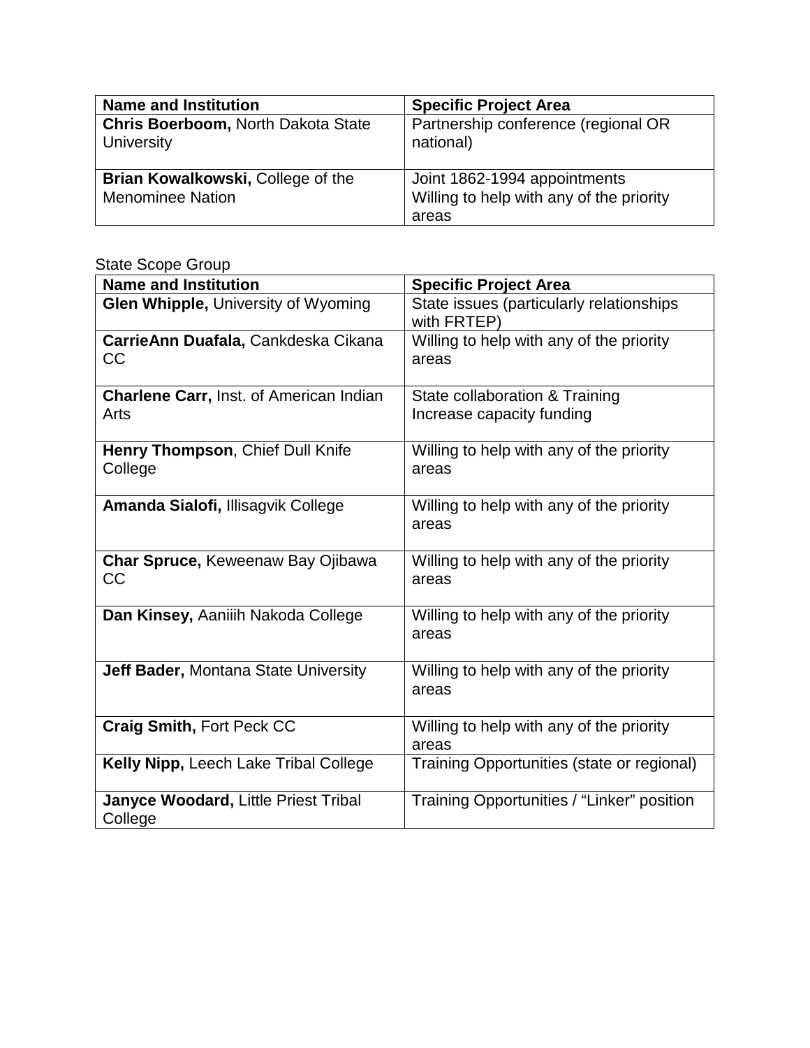| Name and Institution | Specific Project Area |
|---|---|
| **Chris Boerboom,** North Dakota State University | Partnership conference (regional OR national) |
| **Brian Kowalkowski,** College of the Menominee Nation | Joint 1862-1994 appointments<br>Willing to help with any of the priority areas |

State Scope Group

| Name and Institution | Specific Project Area |
|---|---|
| **Glen Whipple,** University of Wyoming | State issues (particularly relationships with FRTEP) |
| **CarrieAnn Duafala,** Cankdeska Cikana CC | Willing to help with any of the priority areas |
| **Charlene Carr,** Inst. of American Indian Arts | State collaboration & Training<br>Increase capacity funding |
| **Henry Thompson**, Chief Dull Knife College | Willing to help with any of the priority areas |
| **Amanda Sialofi,** Illisagvik College | Willing to help with any of the priority areas |
| **Char Spruce,** Keweenaw Bay Ojibawa CC | Willing to help with any of the priority areas |
| **Dan Kinsey,** Aaniiih Nakoda College | Willing to help with any of the priority areas |
| **Jeff Bader,** Montana State University | Willing to help with any of the priority areas |
| **Craig Smith,** Fort Peck CC | Willing to help with any of the priority areas |
| **Kelly Nipp,** Leech Lake Tribal College | Training Opportunities (state or regional) |
| **Janyce Woodard,** Little Priest Tribal College | Training Opportunities / “Linker” position |